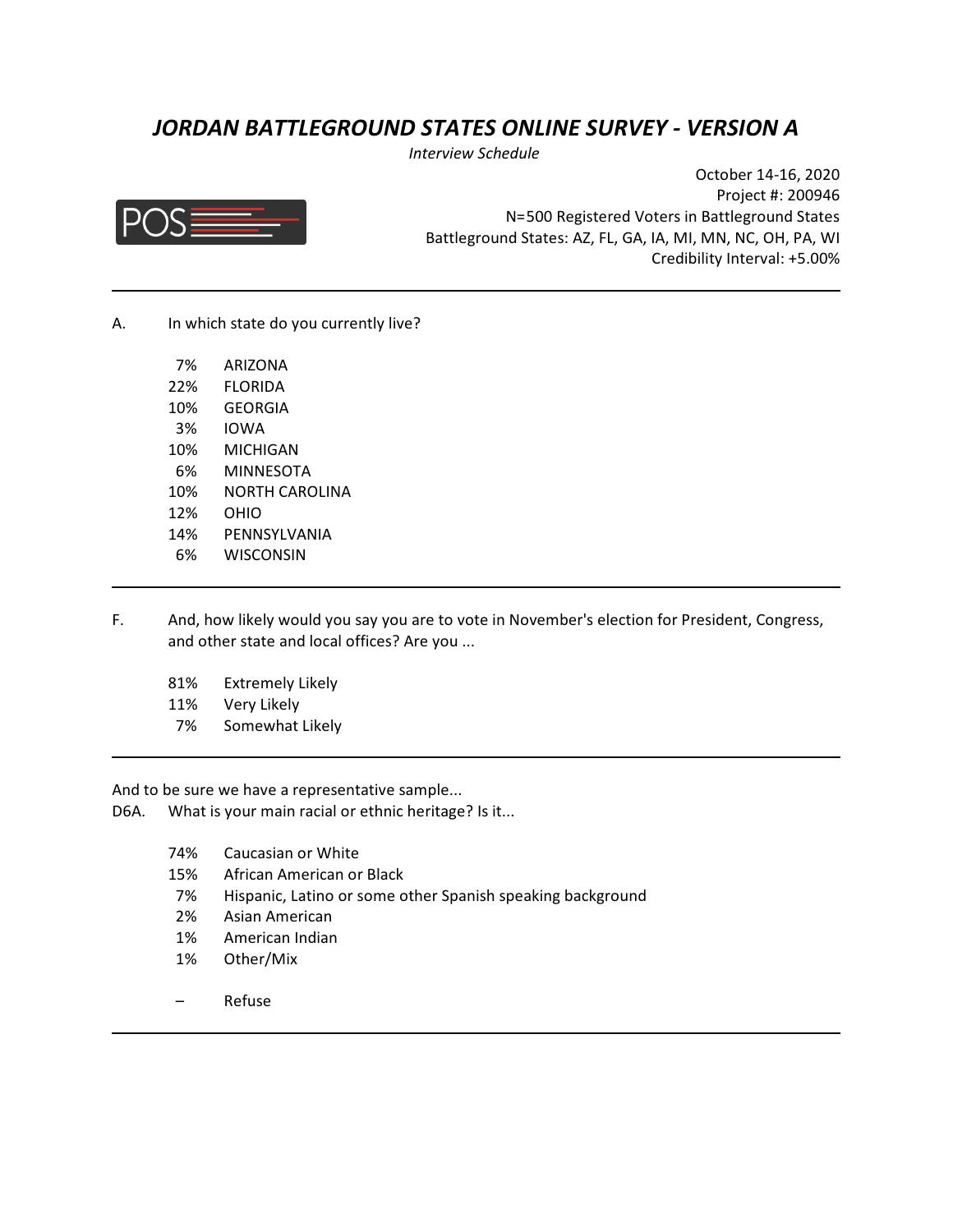# *JORDAN BATTLEGROUND STATES ONLINE SURVEY - VERSION A*

*Interview Schedule*

October 14-16, 2020
Project #: 200946
N=500 Registered Voters in Battleground States
Battleground States: AZ, FL, GA, IA, MI, MN, NC, OH, PA, WI
Credibility Interval: +5.00%

---

A. In which state do you currently live?

| | |
|---|---|
| 7% | ARIZONA |
| 22% | FLORIDA |
| 10% | GEORGIA |
| 3% | IOWA |
| 10% | MICHIGAN |
| 6% | MINNESOTA |
| 10% | NORTH CAROLINA |
| 12% | OHIO |
| 14% | PENNSYLVANIA |
| 6% | WISCONSIN |

---

F. And, how likely would you say you are to vote in November's election for President, Congress, and other state and local offices? Are you ...

| | |
|---|---|
| 81% | Extremely Likely |
| 11% | Very Likely |
| 7% | Somewhat Likely |

---

And to be sure we have a representative sample...

D6A. What is your main racial or ethnic heritage? Is it...

| | |
|---|---|
| 74% | Caucasian or White |
| 15% | African American or Black |
| 7% | Hispanic, Latino or some other Spanish speaking background |
| 2% | Asian American |
| 1% | American Indian |
| 1% | Other/Mix |
| – | Refuse |

---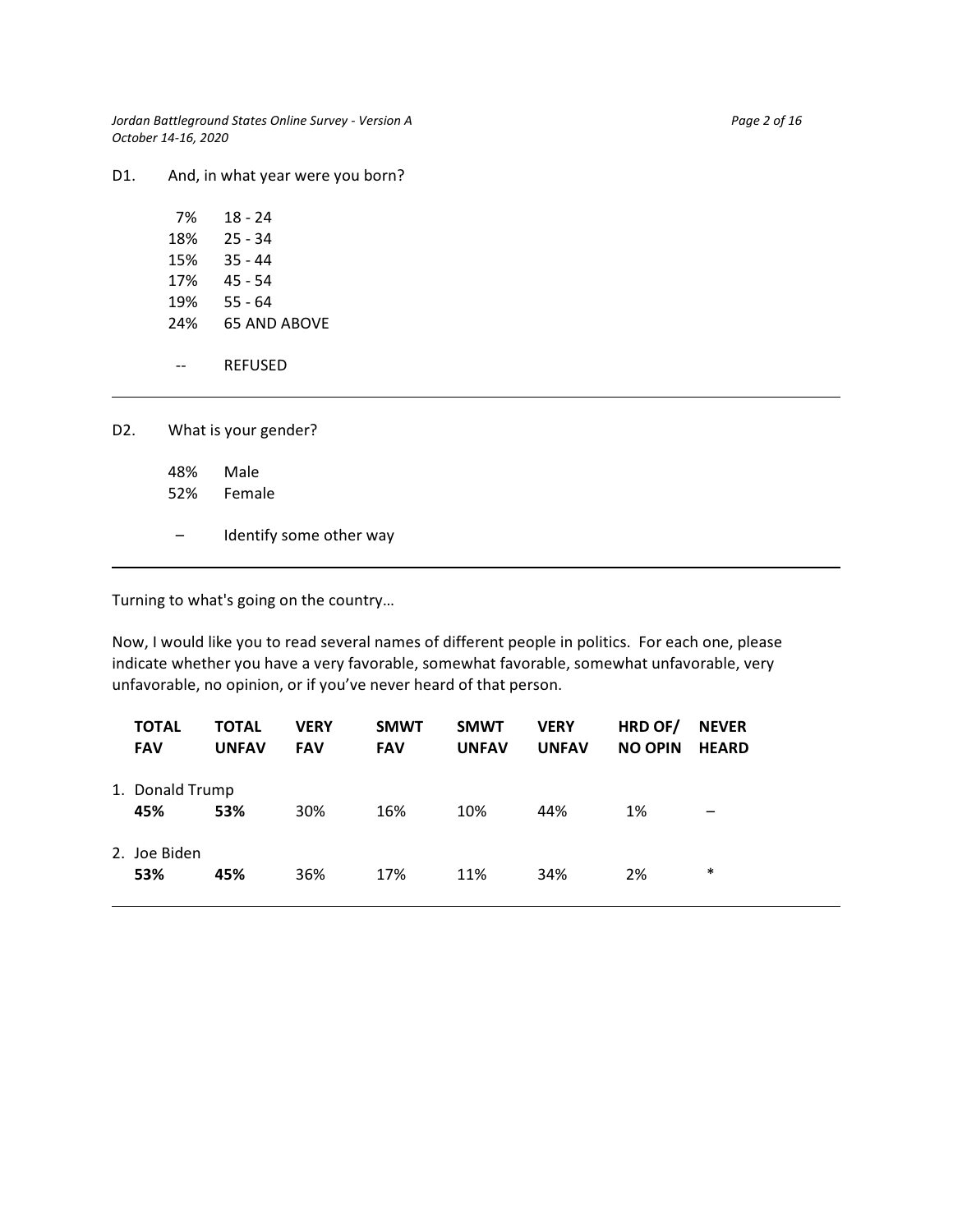D1. And, in what year were you born?

| | |
|---|---|
| 7% | 18 - 24 |
| 18% | 25 - 34 |
| 15% | 35 - 44 |
| 17% | 45 - 54 |
| 19% | 55 - 64 |
| 24% | 65 AND ABOVE |
| -- | REFUSED |

---

D2. What is your gender?

| | |
|---|---|
| 48% | Male |
| 52% | Female |
| – | Identify some other way |

---

Turning to what's going on the country…

Now, I would like you to read several names of different people in politics. For each one, please indicate whether you have a very favorable, somewhat favorable, somewhat unfavorable, very unfavorable, no opinion, or if you've never heard of that person.

| | TOTAL FAV | TOTAL UNFAV | VERY FAV | SMWT FAV | SMWT UNFAV | VERY UNFAV | HRD OF/ NO OPIN | NEVER HEARD |
|---|---|---|---|---|---|---|---|---|
| 1. Donald Trump | **45%** | **53%** | 30% | 16% | 10% | 44% | 1% | – |
| 2. Joe Biden | **53%** | **45%** | 36% | 17% | 11% | 34% | 2% | * |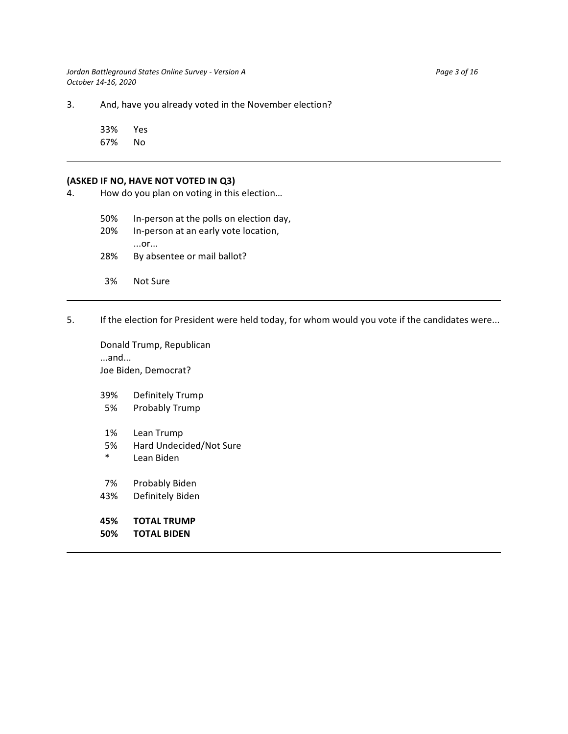3. And, have you already voted in the November election?

| | |
|---|---|
| 33% | Yes |
| 67% | No |

---

**(ASKED IF NO, HAVE NOT VOTED IN Q3)**

4. How do you plan on voting in this election…

| | |
|---|---|
| 50% | In-person at the polls on election day, |
| 20% | In-person at an early vote location, ...or... |
| 28% | By absentee or mail ballot? |
| 3% | Not Sure |

---

5. If the election for President were held today, for whom would you vote if the candidates were...

Donald Trump, Republican
...and...
Joe Biden, Democrat?

| | |
|---|---|
| 39% | Definitely Trump |
| 5% | Probably Trump |
| 1% | Lean Trump |
| 5% | Hard Undecided/Not Sure |
| * | Lean Biden |
| 7% | Probably Biden |
| 43% | Definitely Biden |
| **45%** | **TOTAL TRUMP** |
| **50%** | **TOTAL BIDEN** |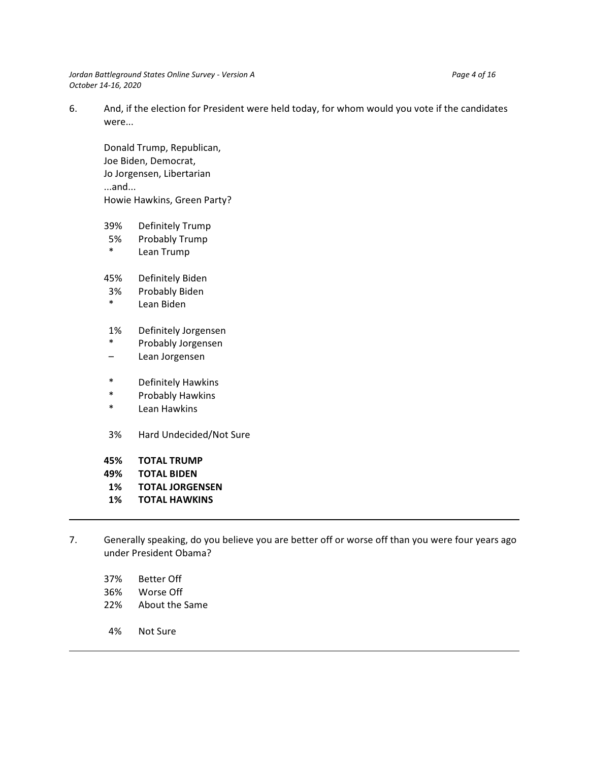6. And, if the election for President were held today, for whom would you vote if the candidates were...

   Donald Trump, Republican,
   Joe Biden, Democrat,
   Jo Jorgensen, Libertarian
   ...and...
   Howie Hawkins, Green Party?

| | |
|---|---|
| 39% | Definitely Trump |
| 5% | Probably Trump |
| * | Lean Trump |
| 45% | Definitely Biden |
| 3% | Probably Biden |
| * | Lean Biden |
| 1% | Definitely Jorgensen |
| * | Probably Jorgensen |
| – | Lean Jorgensen |
| * | Definitely Hawkins |
| * | Probably Hawkins |
| * | Lean Hawkins |
| 3% | Hard Undecided/Not Sure |
| **45%** | **TOTAL TRUMP** |
| **49%** | **TOTAL BIDEN** |
| **1%** | **TOTAL JORGENSEN** |
| **1%** | **TOTAL HAWKINS** |

---

7. Generally speaking, do you believe you are better off or worse off than you were four years ago under President Obama?

| | |
|---|---|
| 37% | Better Off |
| 36% | Worse Off |
| 22% | About the Same |
| 4% | Not Sure |

---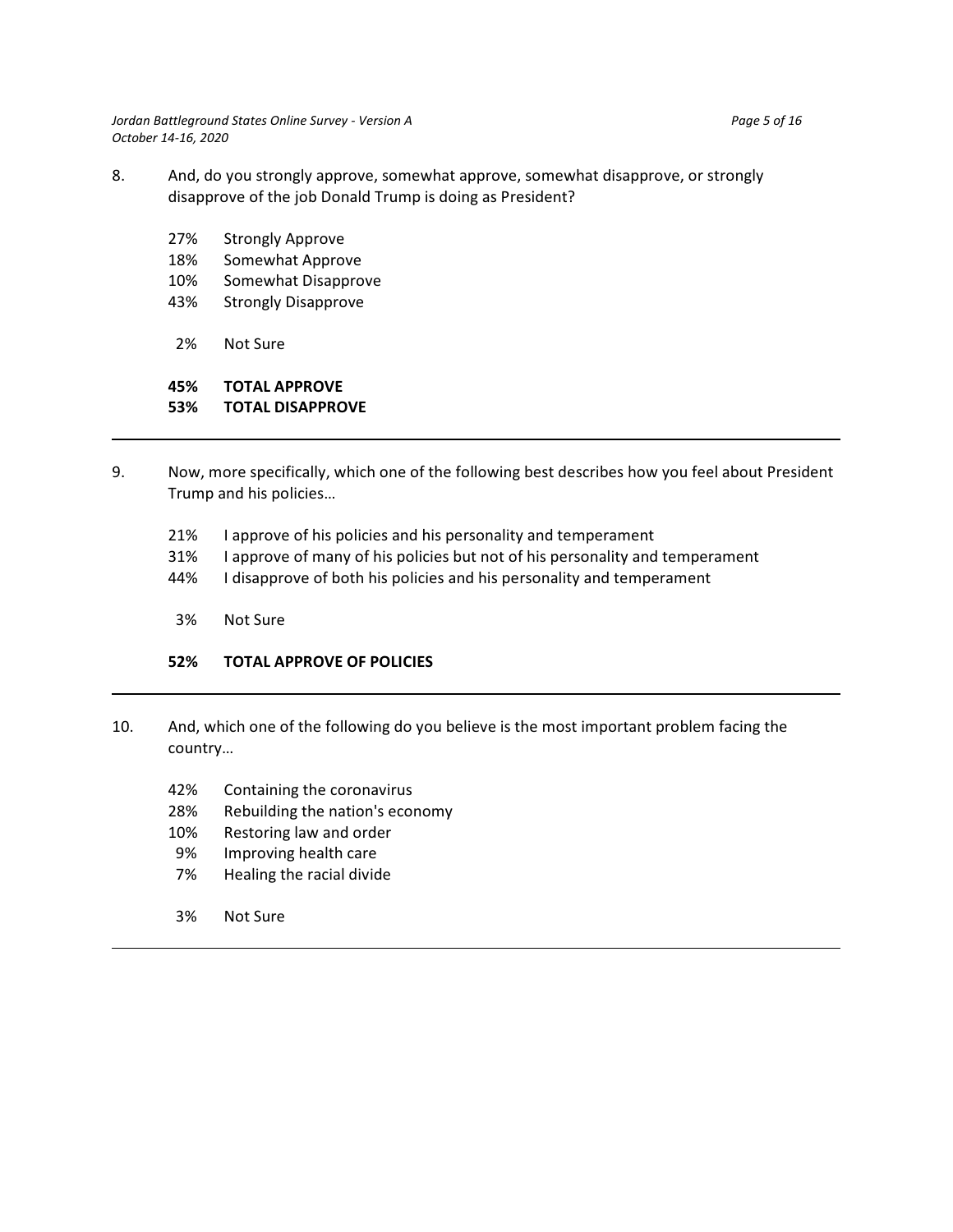8. And, do you strongly approve, somewhat approve, somewhat disapprove, or strongly disapprove of the job Donald Trump is doing as President?

   27% Strongly Approve
   18% Somewhat Approve
   10% Somewhat Disapprove
   43% Strongly Disapprove

   2% Not Sure

   **45% TOTAL APPROVE**
   **53% TOTAL DISAPPROVE**

---

9. Now, more specifically, which one of the following best describes how you feel about President Trump and his policies…

   21% I approve of his policies and his personality and temperament
   31% I approve of many of his policies but not of his personality and temperament
   44% I disapprove of both his policies and his personality and temperament

   3% Not Sure

   **52% TOTAL APPROVE OF POLICIES**

---

10. And, which one of the following do you believe is the most important problem facing the country…

   42% Containing the coronavirus
   28% Rebuilding the nation's economy
   10% Restoring law and order
   9% Improving health care
   7% Healing the racial divide

   3% Not Sure

---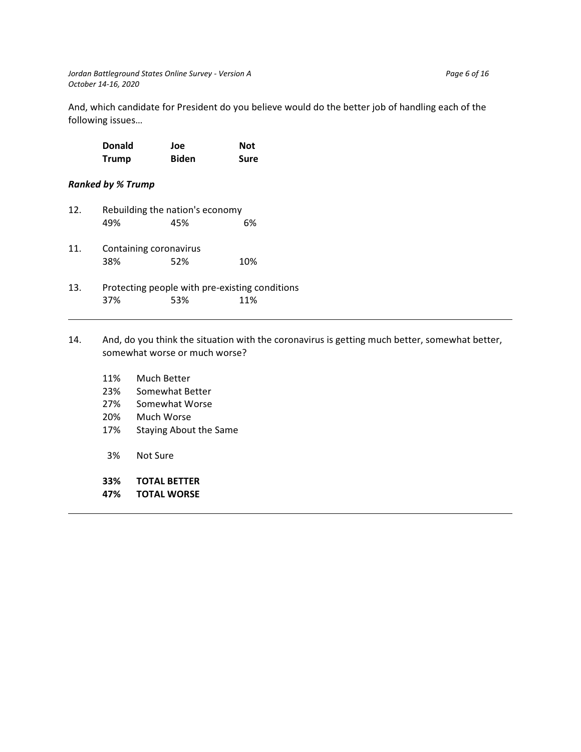And, which candidate for President do you believe would do the better job of handling each of the following issues…

*Ranked by % Trump*

| | | Donald Trump | Joe Biden | Not Sure |
|---|---|---|---|---|
| 12. | Rebuilding the nation's economy | 49% | 45% | 6% |
| 11. | Containing coronavirus | 38% | 52% | 10% |
| 13. | Protecting people with pre-existing conditions | 37% | 53% | 11% |

---

14. And, do you think the situation with the coronavirus is getting much better, somewhat better, somewhat worse or much worse?

| | |
|---|---|
| 11% | Much Better |
| 23% | Somewhat Better |
| 27% | Somewhat Worse |
| 20% | Much Worse |
| 17% | Staying About the Same |
| 3% | Not Sure |
| **33%** | **TOTAL BETTER** |
| **47%** | **TOTAL WORSE** |

---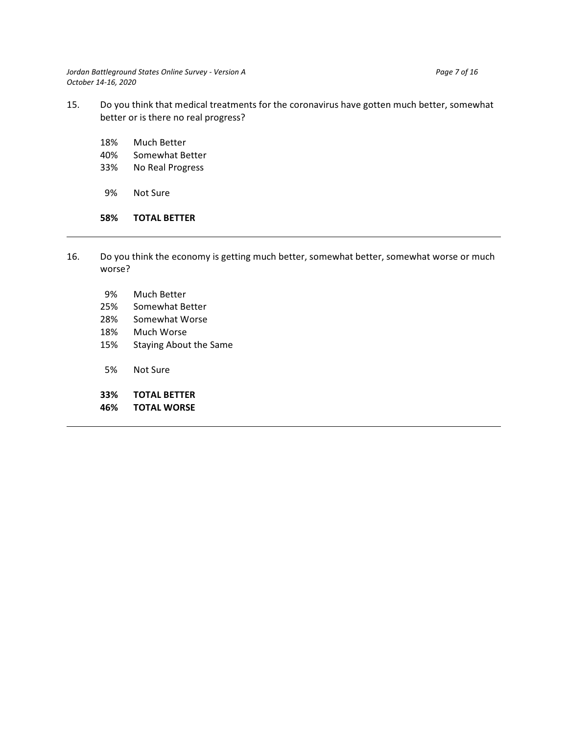15. Do you think that medical treatments for the coronavirus have gotten much better, somewhat better or is there no real progress?

| | |
|---|---|
| 18% | Much Better |
| 40% | Somewhat Better |
| 33% | No Real Progress |
| 9% | Not Sure |
| **58%** | **TOTAL BETTER** |

---

16. Do you think the economy is getting much better, somewhat better, somewhat worse or much worse?

| | |
|---|---|
| 9% | Much Better |
| 25% | Somewhat Better |
| 28% | Somewhat Worse |
| 18% | Much Worse |
| 15% | Staying About the Same |
| 5% | Not Sure |
| **33%** | **TOTAL BETTER** |
| **46%** | **TOTAL WORSE** |

---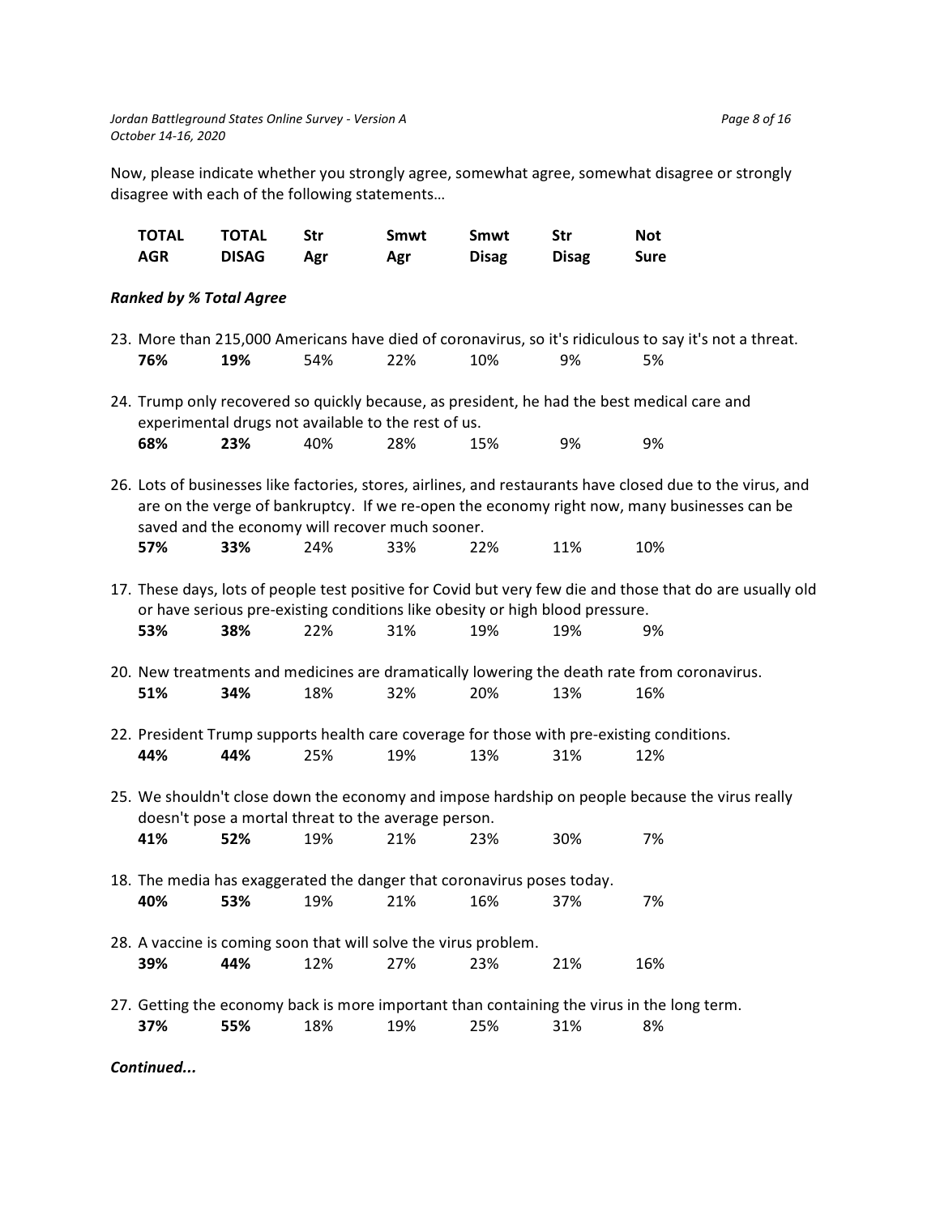Now, please indicate whether you strongly agree, somewhat agree, somewhat disagree or strongly disagree with each of the following statements…

| TOTAL AGR | TOTAL DISAG | Str Agr | Smwt Agr | Smwt Disag | Str Disag | Not Sure |
|---|---|---|---|---|---|---|

***Ranked by % Total Agree***

23. More than 215,000 Americans have died of coronavirus, so it's ridiculous to say it's not a threat.

| TOTAL AGR | TOTAL DISAG | Str Agr | Smwt Agr | Smwt Disag | Str Disag | Not Sure |
|---|---|---|---|---|---|---|
| **76%** | **19%** | 54% | 22% | 10% | 9% | 5% |

24. Trump only recovered so quickly because, as president, he had the best medical care and experimental drugs not available to the rest of us.

| TOTAL AGR | TOTAL DISAG | Str Agr | Smwt Agr | Smwt Disag | Str Disag | Not Sure |
|---|---|---|---|---|---|---|
| **68%** | **23%** | 40% | 28% | 15% | 9% | 9% |

26. Lots of businesses like factories, stores, airlines, and restaurants have closed due to the virus, and are on the verge of bankruptcy. If we re-open the economy right now, many businesses can be saved and the economy will recover much sooner.

| TOTAL AGR | TOTAL DISAG | Str Agr | Smwt Agr | Smwt Disag | Str Disag | Not Sure |
|---|---|---|---|---|---|---|
| **57%** | **33%** | 24% | 33% | 22% | 11% | 10% |

17. These days, lots of people test positive for Covid but very few die and those that do are usually old or have serious pre-existing conditions like obesity or high blood pressure.

| TOTAL AGR | TOTAL DISAG | Str Agr | Smwt Agr | Smwt Disag | Str Disag | Not Sure |
|---|---|---|---|---|---|---|
| **53%** | **38%** | 22% | 31% | 19% | 19% | 9% |

20. New treatments and medicines are dramatically lowering the death rate from coronavirus.

| TOTAL AGR | TOTAL DISAG | Str Agr | Smwt Agr | Smwt Disag | Str Disag | Not Sure |
|---|---|---|---|---|---|---|
| **51%** | **34%** | 18% | 32% | 20% | 13% | 16% |

22. President Trump supports health care coverage for those with pre-existing conditions.

| TOTAL AGR | TOTAL DISAG | Str Agr | Smwt Agr | Smwt Disag | Str Disag | Not Sure |
|---|---|---|---|---|---|---|
| **44%** | **44%** | 25% | 19% | 13% | 31% | 12% |

25. We shouldn't close down the economy and impose hardship on people because the virus really doesn't pose a mortal threat to the average person.

| TOTAL AGR | TOTAL DISAG | Str Agr | Smwt Agr | Smwt Disag | Str Disag | Not Sure |
|---|---|---|---|---|---|---|
| **41%** | **52%** | 19% | 21% | 23% | 30% | 7% |

18. The media has exaggerated the danger that coronavirus poses today.

| TOTAL AGR | TOTAL DISAG | Str Agr | Smwt Agr | Smwt Disag | Str Disag | Not Sure |
|---|---|---|---|---|---|---|
| **40%** | **53%** | 19% | 21% | 16% | 37% | 7% |

28. A vaccine is coming soon that will solve the virus problem.

| TOTAL AGR | TOTAL DISAG | Str Agr | Smwt Agr | Smwt Disag | Str Disag | Not Sure |
|---|---|---|---|---|---|---|
| **39%** | **44%** | 12% | 27% | 23% | 21% | 16% |

27. Getting the economy back is more important than containing the virus in the long term.

| TOTAL AGR | TOTAL DISAG | Str Agr | Smwt Agr | Smwt Disag | Str Disag | Not Sure |
|---|---|---|---|---|---|---|
| **37%** | **55%** | 18% | 19% | 25% | 31% | 8% |

***Continued...***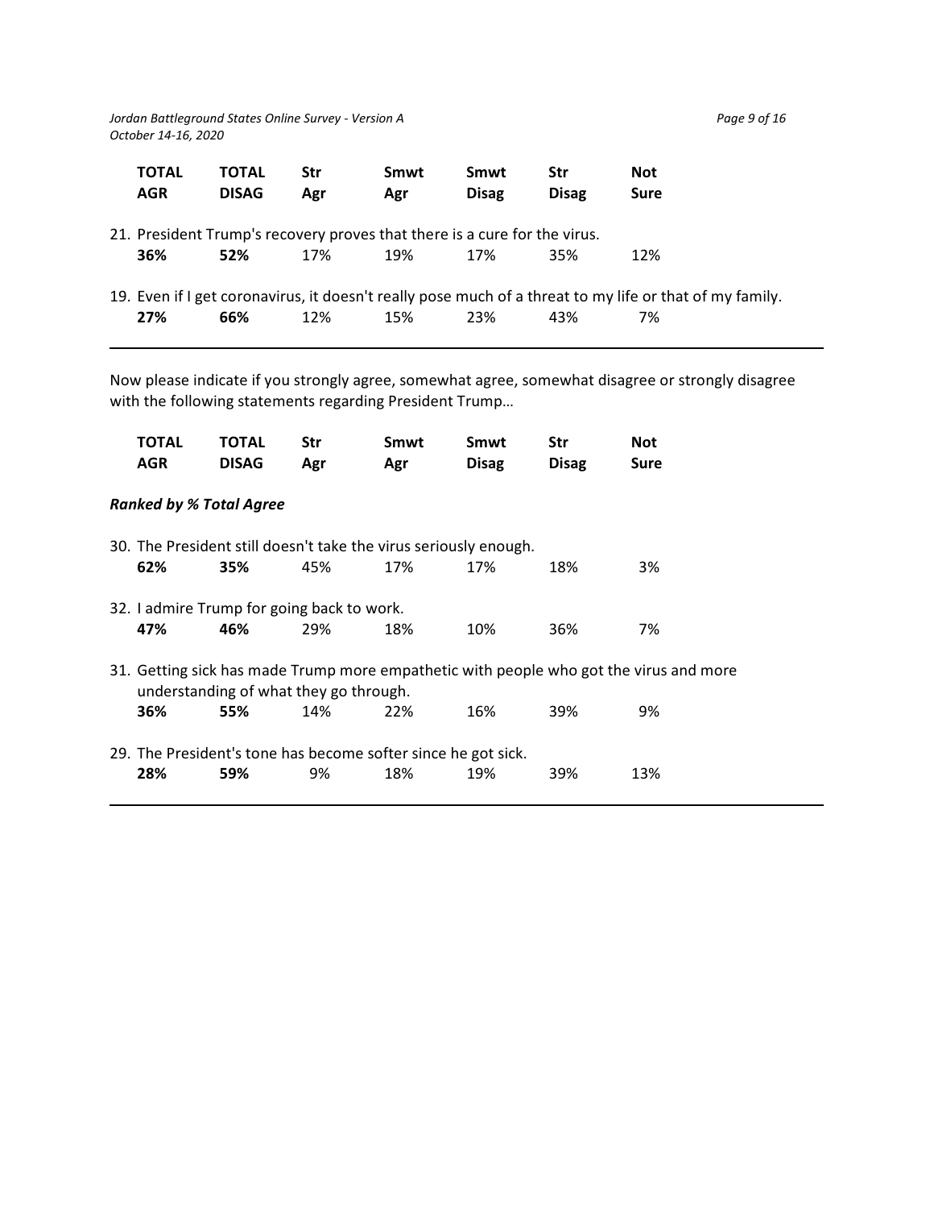| TOTAL AGR | TOTAL DISAG | Str Agr | Smwt Agr | Smwt Disag | Str Disag | Not Sure |
|---|---|---|---|---|---|---|
| 21. President Trump's recovery proves that there is a cure for the virus. | | | | | | |
| **36%** | **52%** | 17% | 19% | 17% | 35% | 12% |
| 19. Even if I get coronavirus, it doesn't really pose much of a threat to my life or that of my family. | | | | | | |
| **27%** | **66%** | 12% | 15% | 23% | 43% | 7% |

---

Now please indicate if you strongly agree, somewhat agree, somewhat disagree or strongly disagree with the following statements regarding President Trump…

***Ranked by % Total Agree***

| TOTAL AGR | TOTAL DISAG | Str Agr | Smwt Agr | Smwt Disag | Str Disag | Not Sure |
|---|---|---|---|---|---|---|
| 30. The President still doesn't take the virus seriously enough. | | | | | | |
| **62%** | **35%** | 45% | 17% | 17% | 18% | 3% |
| 32. I admire Trump for going back to work. | | | | | | |
| **47%** | **46%** | 29% | 18% | 10% | 36% | 7% |
| 31. Getting sick has made Trump more empathetic with people who got the virus and more understanding of what they go through. | | | | | | |
| **36%** | **55%** | 14% | 22% | 16% | 39% | 9% |
| 29. The President's tone has become softer since he got sick. | | | | | | |
| **28%** | **59%** | 9% | 18% | 19% | 39% | 13% |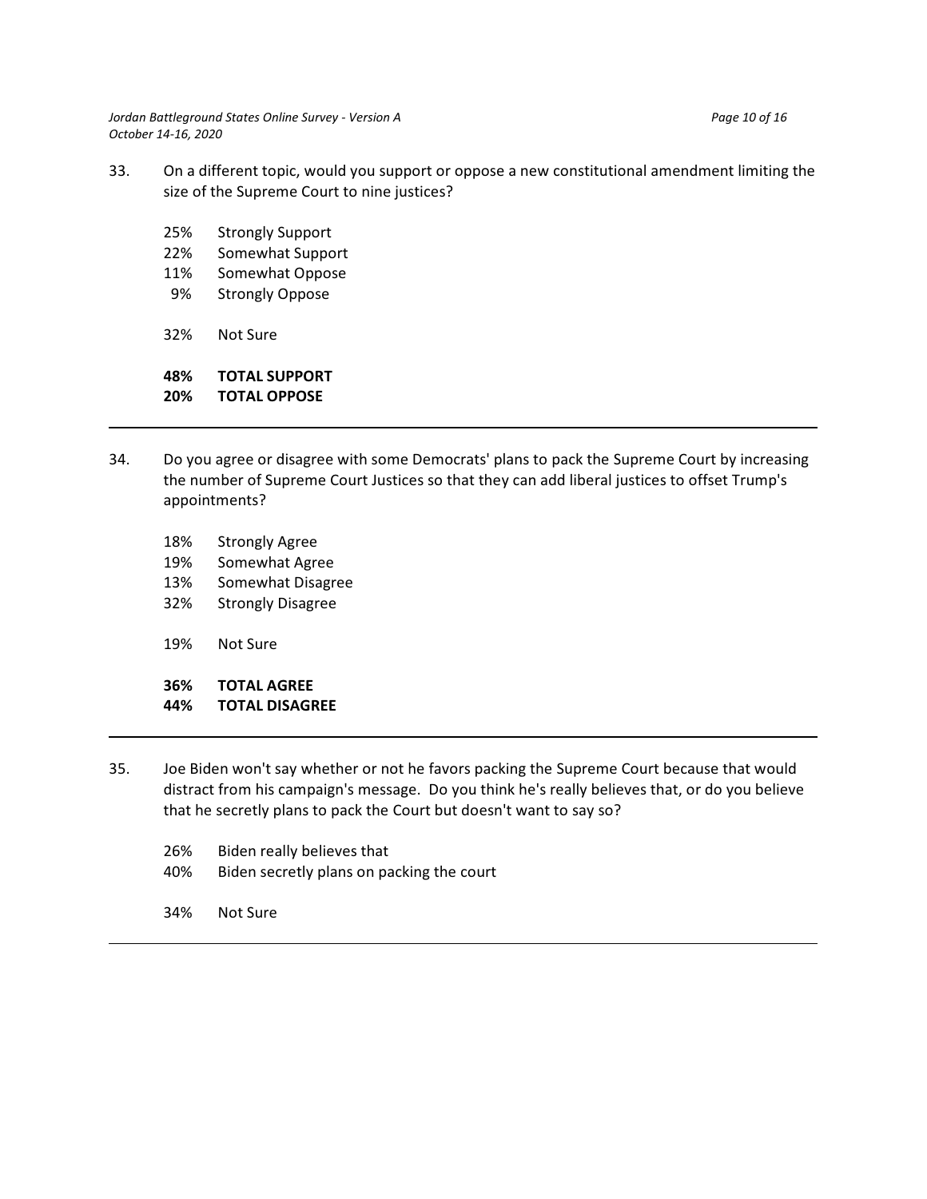33. On a different topic, would you support or oppose a new constitutional amendment limiting the size of the Supreme Court to nine justices?

25% Strongly Support
22% Somewhat Support
11% Somewhat Oppose
9% Strongly Oppose

32% Not Sure

**48% TOTAL SUPPORT**
**20% TOTAL OPPOSE**

---

34. Do you agree or disagree with some Democrats' plans to pack the Supreme Court by increasing the number of Supreme Court Justices so that they can add liberal justices to offset Trump's appointments?

18% Strongly Agree
19% Somewhat Agree
13% Somewhat Disagree
32% Strongly Disagree

19% Not Sure

**36% TOTAL AGREE**
**44% TOTAL DISAGREE**

---

35. Joe Biden won't say whether or not he favors packing the Supreme Court because that would distract from his campaign's message. Do you think he's really believes that, or do you believe that he secretly plans to pack the Court but doesn't want to say so?

26% Biden really believes that
40% Biden secretly plans on packing the court

34% Not Sure

---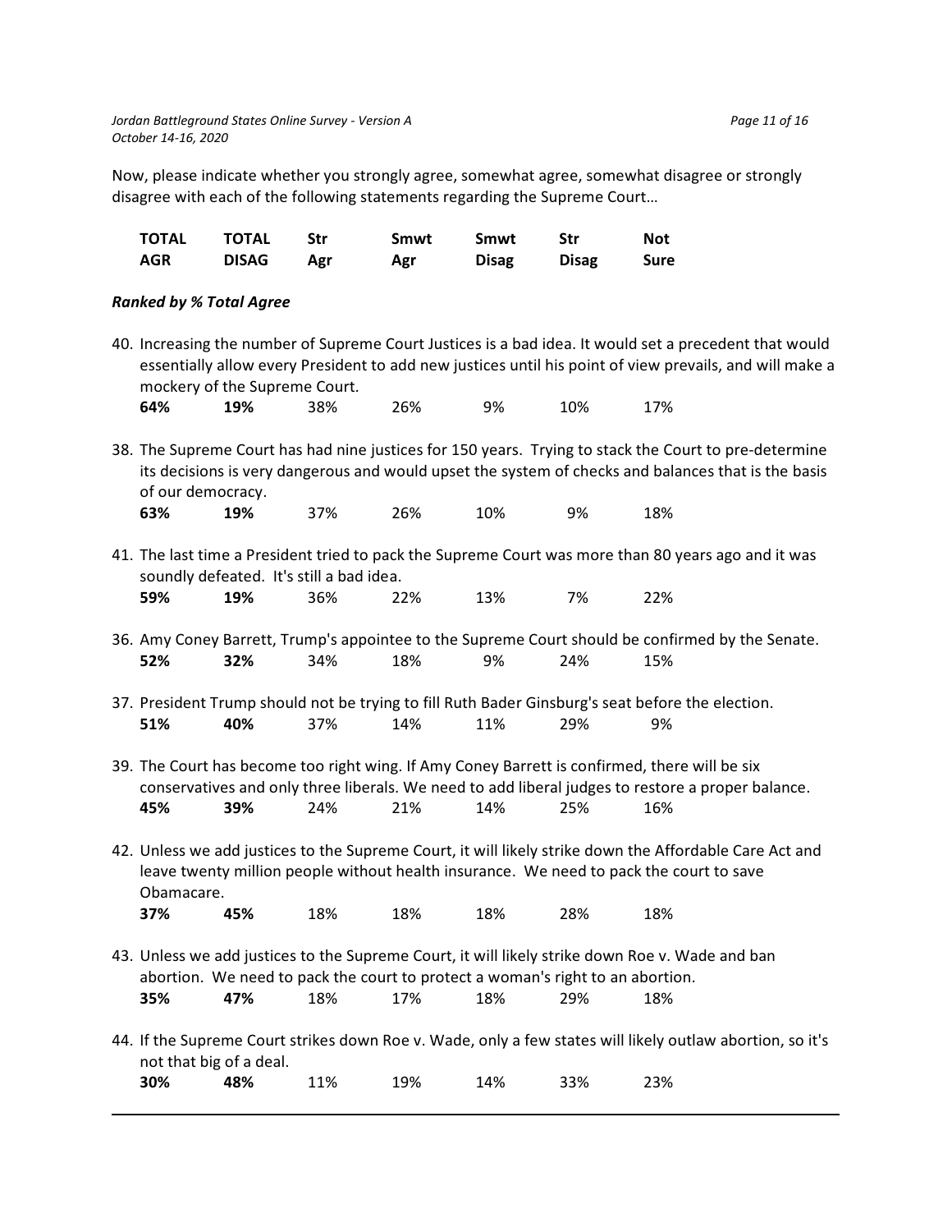Now, please indicate whether you strongly agree, somewhat agree, somewhat disagree or strongly disagree with each of the following statements regarding the Supreme Court…

| TOTAL AGR | TOTAL DISAG | Str Agr | Smwt Agr | Smwt Disag | Str Disag | Not Sure |
|---|---|---|---|---|---|---|

***Ranked by % Total Agree***

40. Increasing the number of Supreme Court Justices is a bad idea. It would set a precedent that would essentially allow every President to add new justices until his point of view prevails, and will make a mockery of the Supreme Court.

| **64%** | **19%** | 38% | 26% | 9% | 10% | 17% |
|---|---|---|---|---|---|---|

38. The Supreme Court has had nine justices for 150 years. Trying to stack the Court to pre-determine its decisions is very dangerous and would upset the system of checks and balances that is the basis of our democracy.

| **63%** | **19%** | 37% | 26% | 10% | 9% | 18% |
|---|---|---|---|---|---|---|

41. The last time a President tried to pack the Supreme Court was more than 80 years ago and it was soundly defeated. It's still a bad idea.

| **59%** | **19%** | 36% | 22% | 13% | 7% | 22% |
|---|---|---|---|---|---|---|

36. Amy Coney Barrett, Trump's appointee to the Supreme Court should be confirmed by the Senate.

| **52%** | **32%** | 34% | 18% | 9% | 24% | 15% |
|---|---|---|---|---|---|---|

37. President Trump should not be trying to fill Ruth Bader Ginsburg's seat before the election.

| **51%** | **40%** | 37% | 14% | 11% | 29% | 9% |
|---|---|---|---|---|---|---|

39. The Court has become too right wing. If Amy Coney Barrett is confirmed, there will be six conservatives and only three liberals. We need to add liberal judges to restore a proper balance.

| **45%** | **39%** | 24% | 21% | 14% | 25% | 16% |
|---|---|---|---|---|---|---|

42. Unless we add justices to the Supreme Court, it will likely strike down the Affordable Care Act and leave twenty million people without health insurance. We need to pack the court to save Obamacare.

| **37%** | **45%** | 18% | 18% | 18% | 28% | 18% |
|---|---|---|---|---|---|---|

43. Unless we add justices to the Supreme Court, it will likely strike down Roe v. Wade and ban abortion. We need to pack the court to protect a woman's right to an abortion.

| **35%** | **47%** | 18% | 17% | 18% | 29% | 18% |
|---|---|---|---|---|---|---|

44. If the Supreme Court strikes down Roe v. Wade, only a few states will likely outlaw abortion, so it's not that big of a deal.

| **30%** | **48%** | 11% | 19% | 14% | 33% | 23% |
|---|---|---|---|---|---|---|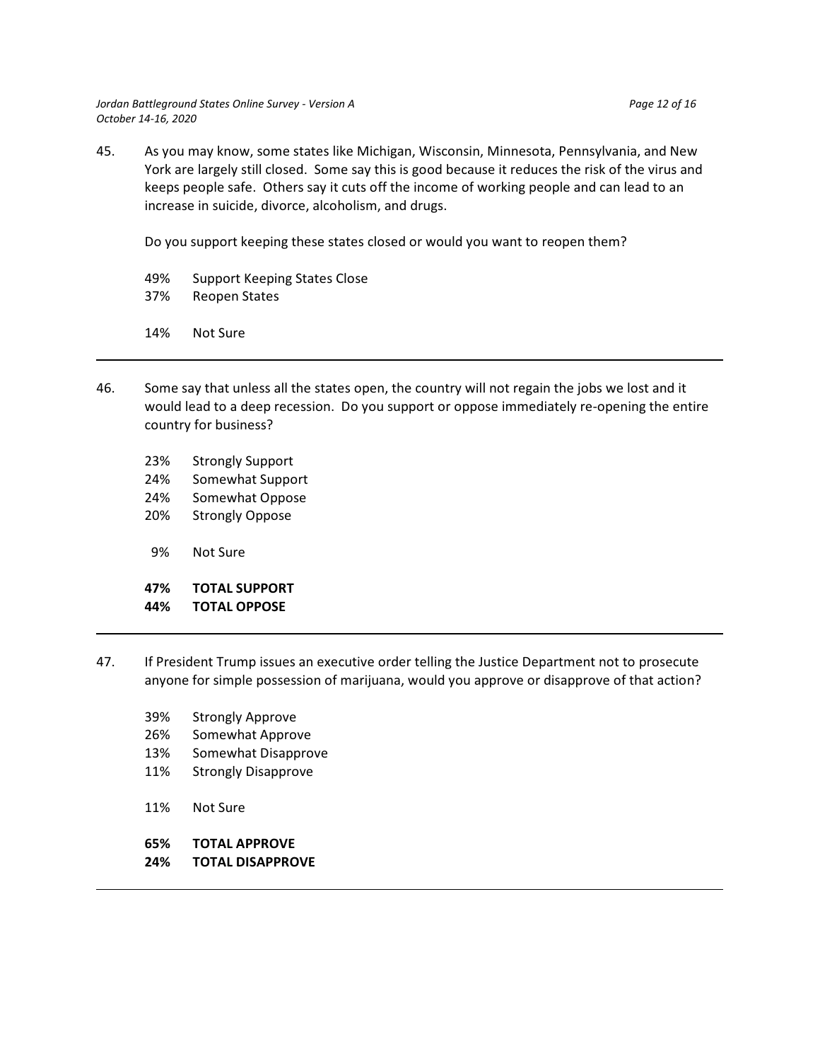45. As you may know, some states like Michigan, Wisconsin, Minnesota, Pennsylvania, and New York are largely still closed. Some say this is good because it reduces the risk of the virus and keeps people safe. Others say it cuts off the income of working people and can lead to an increase in suicide, divorce, alcoholism, and drugs.

    Do you support keeping these states closed or would you want to reopen them?

    49% Support Keeping States Close
    37% Reopen States

    14% Not Sure

---

46. Some say that unless all the states open, the country will not regain the jobs we lost and it would lead to a deep recession. Do you support or oppose immediately re-opening the entire country for business?

    23% Strongly Support
    24% Somewhat Support
    24% Somewhat Oppose
    20% Strongly Oppose

    9% Not Sure

    **47% TOTAL SUPPORT**
    **44% TOTAL OPPOSE**

---

47. If President Trump issues an executive order telling the Justice Department not to prosecute anyone for simple possession of marijuana, would you approve or disapprove of that action?

    39% Strongly Approve
    26% Somewhat Approve
    13% Somewhat Disapprove
    11% Strongly Disapprove

    11% Not Sure

    **65% TOTAL APPROVE**
    **24% TOTAL DISAPPROVE**

---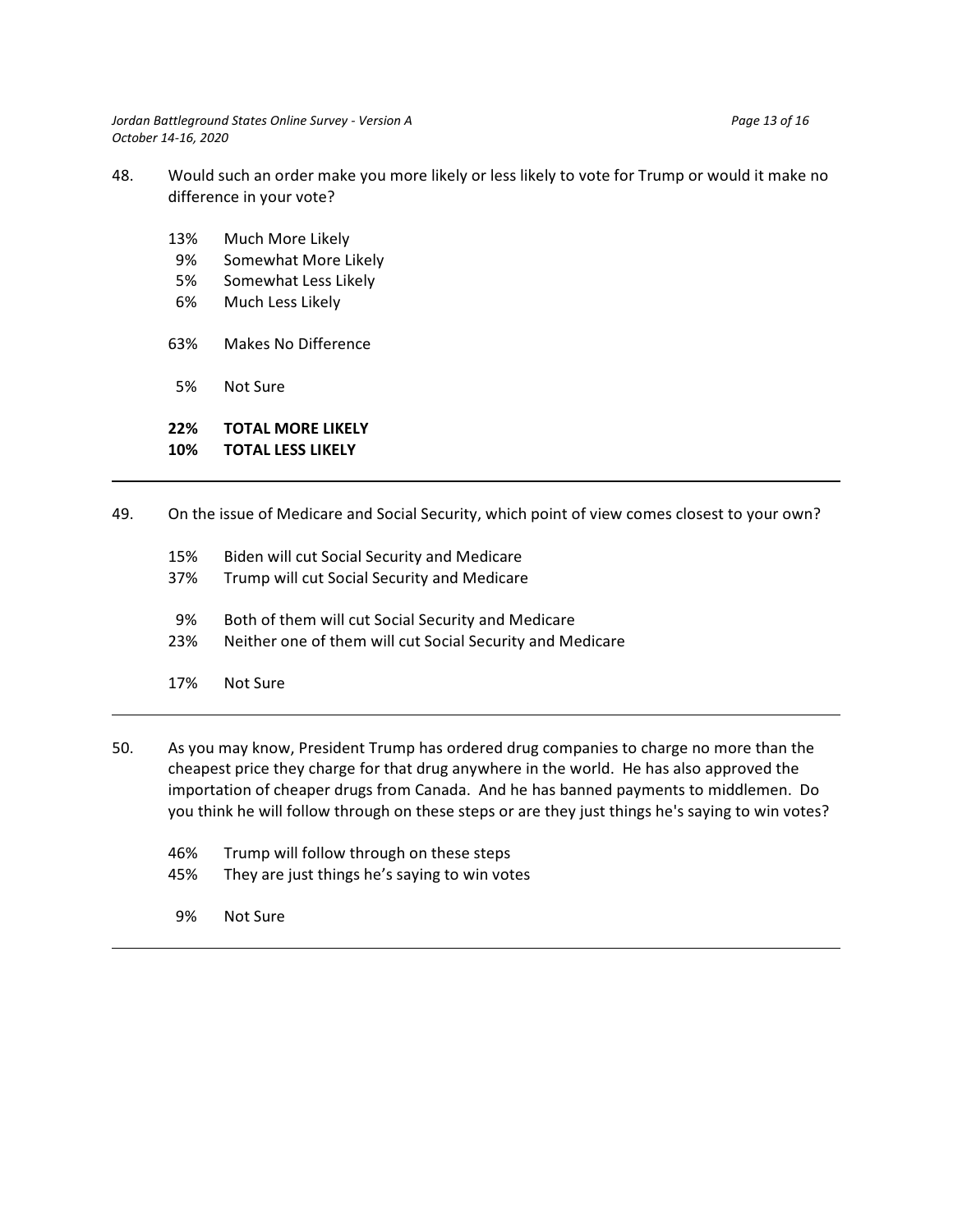48. Would such an order make you more likely or less likely to vote for Trump or would it make no difference in your vote?

| | |
|---|---|
| 13% | Much More Likely |
| 9% | Somewhat More Likely |
| 5% | Somewhat Less Likely |
| 6% | Much Less Likely |
| 63% | Makes No Difference |
| 5% | Not Sure |
| **22%** | **TOTAL MORE LIKELY** |
| **10%** | **TOTAL LESS LIKELY** |

---

49. On the issue of Medicare and Social Security, which point of view comes closest to your own?

| | |
|---|---|
| 15% | Biden will cut Social Security and Medicare |
| 37% | Trump will cut Social Security and Medicare |
| 9% | Both of them will cut Social Security and Medicare |
| 23% | Neither one of them will cut Social Security and Medicare |
| 17% | Not Sure |

---

50. As you may know, President Trump has ordered drug companies to charge no more than the cheapest price they charge for that drug anywhere in the world. He has also approved the importation of cheaper drugs from Canada. And he has banned payments to middlemen. Do you think he will follow through on these steps or are they just things he's saying to win votes?

| | |
|---|---|
| 46% | Trump will follow through on these steps |
| 45% | They are just things he's saying to win votes |
| 9% | Not Sure |

---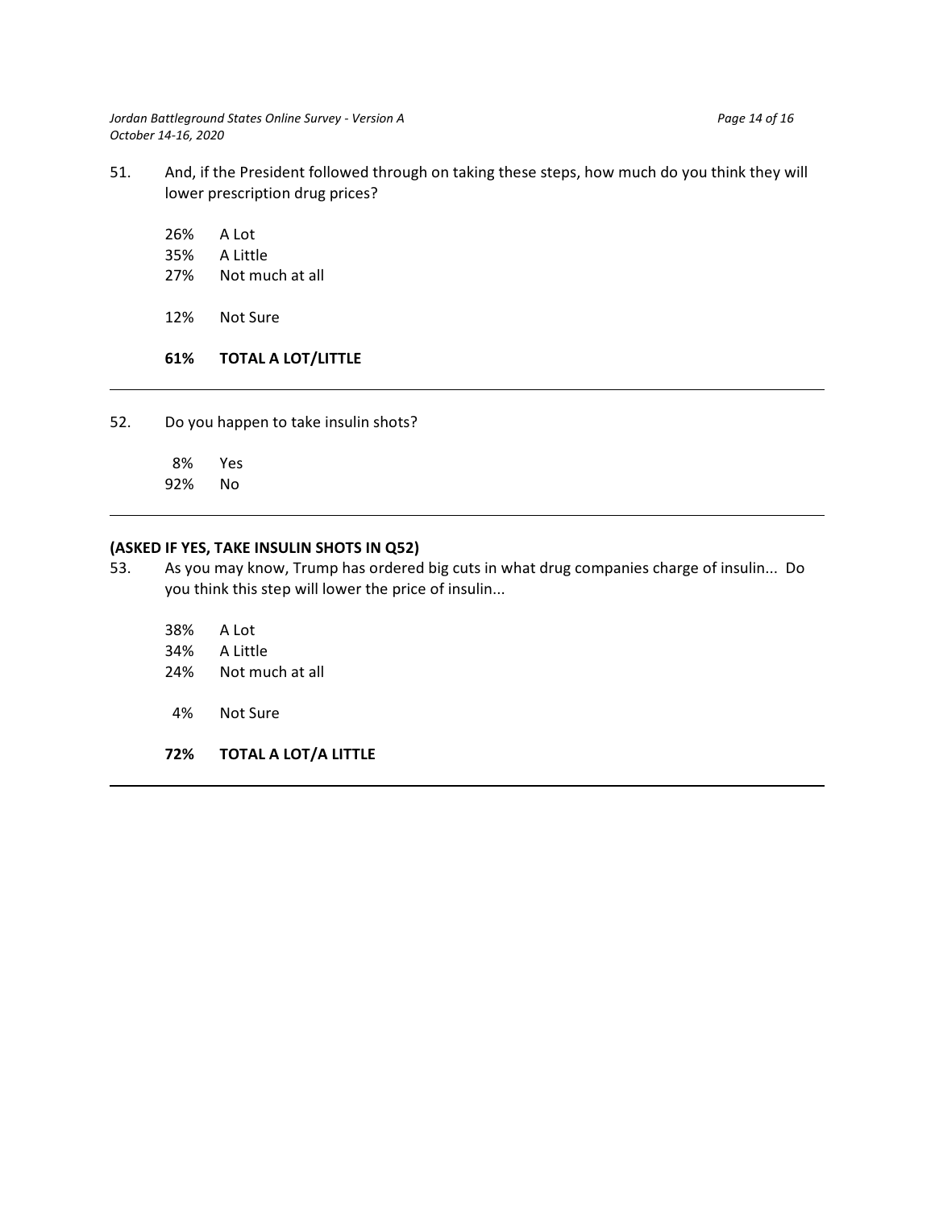51. And, if the President followed through on taking these steps, how much do you think they will lower prescription drug prices?

| | |
|---|---|
| 26% | A Lot |
| 35% | A Little |
| 27% | Not much at all |
| | |
| 12% | Not Sure |
| | |
| **61%** | **TOTAL A LOT/LITTLE** |

---

52. Do you happen to take insulin shots?

| | |
|---|---|
| 8% | Yes |
| 92% | No |

---

**(ASKED IF YES, TAKE INSULIN SHOTS IN Q52)**

53. As you may know, Trump has ordered big cuts in what drug companies charge of insulin... Do you think this step will lower the price of insulin...

| | |
|---|---|
| 38% | A Lot |
| 34% | A Little |
| 24% | Not much at all |
| | |
| 4% | Not Sure |
| | |
| **72%** | **TOTAL A LOT/A LITTLE** |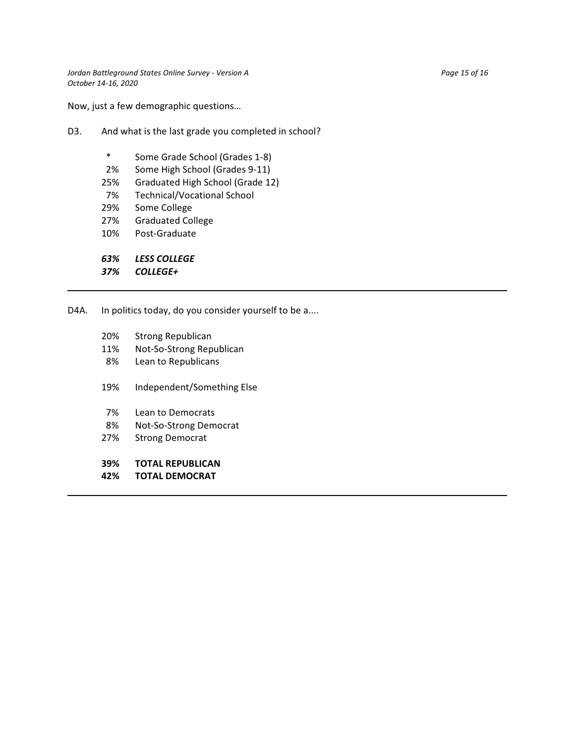Now, just a few demographic questions…

D3. And what is the last grade you completed in school?

| | |
|---|---|
| * | Some Grade School (Grades 1-8) |
| 2% | Some High School (Grades 9-11) |
| 25% | Graduated High School (Grade 12) |
| 7% | Technical/Vocational School |
| 29% | Some College |
| 27% | Graduated College |
| 10% | Post-Graduate |
| | |
| ***63%*** | ***LESS COLLEGE*** |
| ***37%*** | ***COLLEGE+*** |

---

D4A. In politics today, do you consider yourself to be a....

| | |
|---|---|
| 20% | Strong Republican |
| 11% | Not-So-Strong Republican |
| 8% | Lean to Republicans |
| | |
| 19% | Independent/Something Else |
| | |
| 7% | Lean to Democrats |
| 8% | Not-So-Strong Democrat |
| 27% | Strong Democrat |
| | |
| **39%** | **TOTAL REPUBLICAN** |
| **42%** | **TOTAL DEMOCRAT** |

---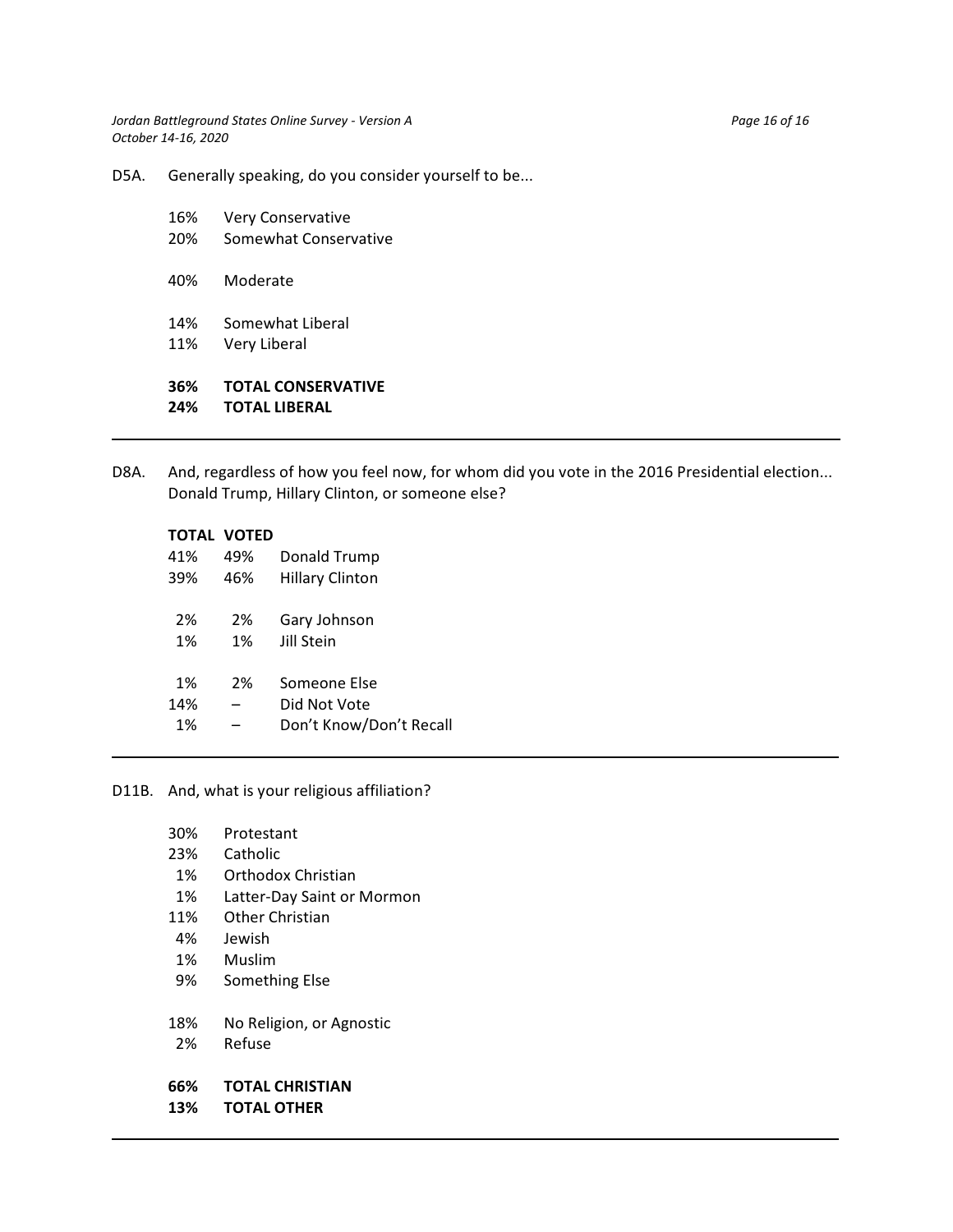D5A. Generally speaking, do you consider yourself to be...

| | |
|---|---|
| 16% | Very Conservative |
| 20% | Somewhat Conservative |
| 40% | Moderate |
| 14% | Somewhat Liberal |
| 11% | Very Liberal |
| **36%** | **TOTAL CONSERVATIVE** |
| **24%** | **TOTAL LIBERAL** |

---

D8A. And, regardless of how you feel now, for whom did you vote in the 2016 Presidential election... Donald Trump, Hillary Clinton, or someone else?

| **TOTAL** | **VOTED** | |
|---|---|---|
| 41% | 49% | Donald Trump |
| 39% | 46% | Hillary Clinton |
| 2% | 2% | Gary Johnson |
| 1% | 1% | Jill Stein |
| 1% | 2% | Someone Else |
| 14% | – | Did Not Vote |
| 1% | – | Don't Know/Don't Recall |

---

D11B. And, what is your religious affiliation?

| | |
|---|---|
| 30% | Protestant |
| 23% | Catholic |
| 1% | Orthodox Christian |
| 1% | Latter-Day Saint or Mormon |
| 11% | Other Christian |
| 4% | Jewish |
| 1% | Muslim |
| 9% | Something Else |
| 18% | No Religion, or Agnostic |
| 2% | Refuse |
| **66%** | **TOTAL CHRISTIAN** |
| **13%** | **TOTAL OTHER** |